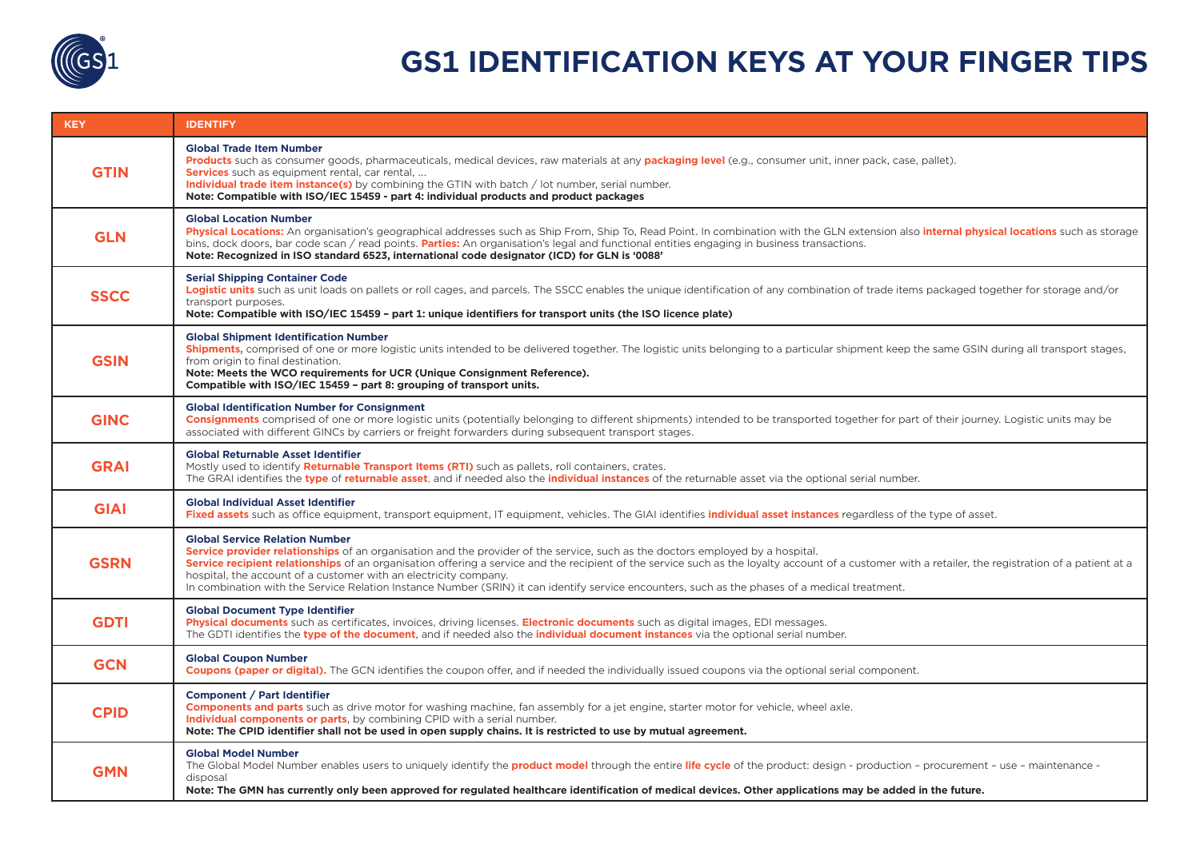# GS1 IDENTIFICATION KEYS AT YOUR FINGER TIPS

| KEY | IDENTIFY |
|---|---|
| **GTIN** | **Global Trade Item Number**<br>**Products** such as consumer goods, pharmaceuticals, medical devices, raw materials at any **packaging level** (e.g., consumer unit, inner pack, case, pallet).<br>**Services** such as equipment rental, car rental, ...<br>**Individual trade item instance(s)** by combining the GTIN with batch / lot number, serial number.<br>**Note: Compatible with ISO/IEC 15459 - part 4: individual products and product packages** |
| **GLN** | **Global Location Number**<br>**Physical Locations:** An organisation's geographical addresses such as Ship From, Ship To, Read Point. In combination with the GLN extension also **internal physical locations** such as storage bins, dock doors, bar code scan / read points. **Parties:** An organisation's legal and functional entities engaging in business transactions.<br>**Note: Recognized in ISO standard 6523, international code designator (ICD) for GLN is '0088'** |
| **SSCC** | **Serial Shipping Container Code**<br>**Logistic units** such as unit loads on pallets or roll cages, and parcels. The SSCC enables the unique identification of any combination of trade items packaged together for storage and/or transport purposes.<br>**Note: Compatible with ISO/IEC 15459 – part 1: unique identifiers for transport units (the ISO licence plate)** |
| **GSIN** | **Global Shipment Identification Number**<br>**Shipments,** comprised of one or more logistic units intended to be delivered together. The logistic units belonging to a particular shipment keep the same GSIN during all transport stages, from origin to final destination.<br>**Note: Meets the WCO requirements for UCR (Unique Consignment Reference).**<br>**Compatible with ISO/IEC 15459 – part 8: grouping of transport units.** |
| **GINC** | **Global Identification Number for Consignment**<br>**Consignments** comprised of one or more logistic units (potentially belonging to different shipments) intended to be transported together for part of their journey. Logistic units may be associated with different GINCs by carriers or freight forwarders during subsequent transport stages. |
| **GRAI** | **Global Returnable Asset Identifier**<br>Mostly used to identify **Returnable Transport Items (RTI)** such as pallets, roll containers, crates.<br>The GRAI identifies the **type** of **returnable asset**, and if needed also the **individual instances** of the returnable asset via the optional serial number. |
| **GIAI** | **Global Individual Asset Identifier**<br>**Fixed assets** such as office equipment, transport equipment, IT equipment, vehicles. The GIAI identifies **individual asset instances** regardless of the type of asset. |
| **GSRN** | **Global Service Relation Number**<br>**Service provider relationships** of an organisation and the provider of the service, such as the doctors employed by a hospital.<br>**Service recipient relationships** of an organisation offering a service and the recipient of the service such as the loyalty account of a customer with a retailer, the registration of a patient at a hospital, the account of a customer with an electricity company.<br>In combination with the Service Relation Instance Number (SRIN) it can identify service encounters, such as the phases of a medical treatment. |
| **GDTI** | **Global Document Type Identifier**<br>**Physical documents** such as certificates, invoices, driving licenses. **Electronic documents** such as digital images, EDI messages.<br>The GDTI identifies the **type of the document**, and if needed also the **individual document instances** via the optional serial number. |
| **GCN** | **Global Coupon Number**<br>**Coupons (paper or digital).** The GCN identifies the coupon offer, and if needed the individually issued coupons via the optional serial component. |
| **CPID** | **Component / Part Identifier**<br>**Components and parts** such as drive motor for washing machine, fan assembly for a jet engine, starter motor for vehicle, wheel axle.<br>**Individual components or parts**, by combining CPID with a serial number.<br>**Note: The CPID identifier shall not be used in open supply chains. It is restricted to use by mutual agreement.** |
| **GMN** | **Global Model Number**<br>The Global Model Number enables users to uniquely identify the **product model** through the entire **life cycle** of the product: design - production – procurement – use – maintenance - disposal<br>**Note: The GMN has currently only been approved for regulated healthcare identification of medical devices. Other applications may be added in the future.** |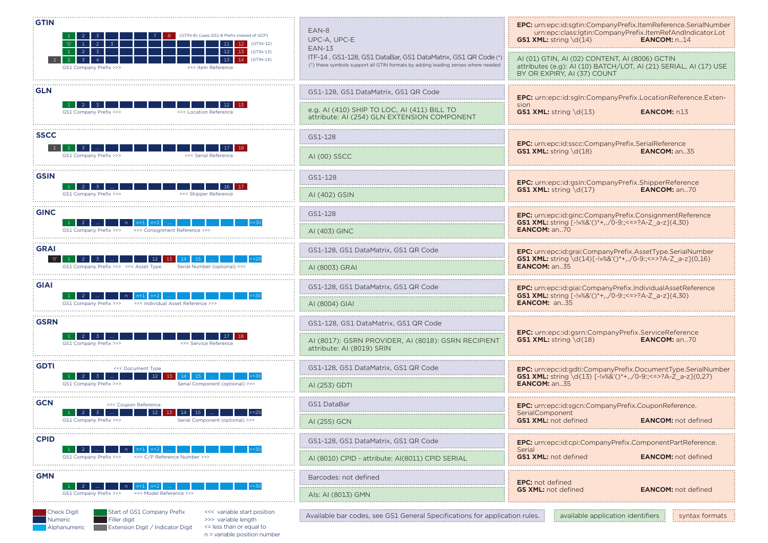| Key | Digit structure | Available bar codes | Application identifiers | Syntax formats |
|---|---|---|---|---|
| **GTIN** | 1 2 3 … 7 8 (GTIN-8) (uses GS1-8 Prefix instead of GCP)<br>'0' 1 2 3 … 11 12 (GTIN-12)<br>1 2 3 … 12 13 (GTIN-13)<br>1 2 3 4 … 13 14 (GTIN-14)<br>GS1 Company Prefix >>> <<< Item Reference | EAN-8<br>UPC-A, UPC-E<br>EAN-13<br>ITF-14 , GS1-128, GS1 DataBar, GS1 DataMatrix, GS1 QR Code (*)<br>(*) these symbols support all GTIN formats by adding leading zeroes where needed | AI (01) GTIN, AI (02) CONTENT, AI (8006) GCTIN<br>attributes (e.g): AI (10) BATCH/LOT, AI (21) SERIAL, AI (17) USE BY OR EXPIRY, AI (37) COUNT | **EPC:** urn:epc:id:sgtin:CompanyPrefix.ItemReference.SerialNumber<br>urn:epc:class:lgtin:CompanyPrefix.ItemRefAndIndicator.Lot<br>**GS1 XML:** string \d{14} **EANCOM:** n..14 |
| **GLN** | 1 2 3 … 12 13<br>GS1 Company Prefix >>> <<< Location Reference | GS1-128, GS1 DataMatrix, GS1 QR Code | e.g. AI (410) SHIP TO LOC, AI (411) BILL TO<br>attribute: AI (254) GLN EXTENSION COMPONENT | **EPC:** urn:epc:id:sgln:CompanyPrefix.LocationReference.Extension<br>**GS1 XML:** string \d{13} **EANCOM:** n13 |
| **SSCC** | 1 2 3 … 17 18<br>GS1 Company Prefix >>> <<< Serial Reference | GS1-128 | AI (00) SSCC | **EPC:** urn:epc:id:sscc:CompanyPrefix.SerialReference<br>**GS1 XML:** string \d{18} **EANCOM:** an..35 |
| **GSIN** | 1 2 3 … 16 17<br>GS1 Company Prefix >>> <<< Shipper Reference | GS1-128 | AI (402) GSIN | **EPC:** urn:epc:id:gsin:CompanyPrefix.ShipperReference<br>**GS1 XML:** string \d{17} **EANCOM:** an..70 |
| **GINC** | 1 2 … n n+1 n+2 … <=30<br>GS1 Company Prefix >>> <<< Consignment Reference >>> | GS1-128 | AI (403) GINC | **EPC:** urn:epc:id:ginc:CompanyPrefix.ConsignmentReference<br>**GS1 XML:** string [-!»%&'()*+,./0-9:;<=>?A-Z_a-z]{4,30}<br>**EANCOM:** an..70 |
| **GRAI** | '0' 1 2 3 … 12 13 14 15 … <=29<br>GS1 Company Prefix >>> <<< Asset Type Serial Number (optional) >>> | GS1-128, GS1 DataMatrix, GS1 QR Code | AI (8003) GRAI | **EPC:** urn:epc:id:grai:CompanyPrefix.AssetType.SerialNumber<br>**GS1 XML:** string \d{14}[-!»%&'()*+,./0-9:;<=>?A-Z_a-z]{0,16}<br>**EANCOM:** an..35 |
| **GIAI** | 1 2 … n n+1 n+2 … <=30<br>GS1 Company Prefix >>> <<< Individual Asset Reference >>> | GS1-128, GS1 DataMatrix, GS1 QR Code | AI (8004) GIAI | **EPC:** urn:epc:id:giai:CompanyPrefix.IndividualAssetReference<br>**GS1 XML:** string [-!»%&'()*+,./0-9:;<=>?A-Z_a-z]{4,30}<br>**EANCOM:** an..35 |
| **GSRN** | 1 2 3 … 17 18<br>GS1 Company Prefix >>> <<< Service Reference | GS1-128, GS1 DataMatrix, GS1 QR Code | AI (8017): GSRN PROVIDER, AI (8018): GSRN RECIPIENT<br>attribute: AI (8019) SRIN | **EPC:** urn:epc:id:gsrn:CompanyPrefix.ServiceReference<br>**GS1 XML:** string \d{18} **EANCOM:** an..70 |
| **GDTI** | <<< Document Type<br>1 2 3 … 12 13 14 15 … <=30<br>GS1 Company Prefix >>> Serial Component (optional) >>> | GS1-128, GS1 DataMatrix, GS1 QR Code | AI (253) GDTI | **EPC:** urn:epc:id:gdti:CompanyPrefix.DocumentType.SerialNumber<br>**GS1 XML:** string \d{13} [-!»%&'()*+,./0-9:;<=>?A-Z_a-z]{0,27}<br>**EANCOM:** an..35 |
| **GCN** | <<< Coupon Reference<br>1 2 3 … 12 13 14 15 … <=25<br>GS1 Company Prefix >>> Serial Component (optional) >>> | GS1 DataBar | AI (255) GCN | **EPC:** urn:epc:id:sgcn:CompanyPrefix.CouponReference.SerialComponent<br>**GS1 XML:** not defined **EANCOM:** not defined |
| **CPID** | 1 2 … n n+1 n+2 … <=30<br>GS1 Company Prefix >>> <<< C/P Reference Number >>> | GS1-128, GS1 DataMatrix, GS1 QR Code | AI (8010) CPID - attribute: AI(8011) CPID SERIAL | **EPC:** urn:epc:id:cpi:CompanyPrefix.ComponentPartReference.Serial<br>**GS1 XML:** not defined **EANCOM:** not defined |
| **GMN** | 1 2 … n n+1 n+2 … <=30<br>GS1 Company Prefix >>> <<< Model Reference >>> | Barcodes: not defined | AIs: AI (8013) GMN | **EPC:** not defined<br>**GS XML:** not defined **EANCOM:** not defined |

**Legend:**

- Check Digit
- Numeric
- Alphanumeric
- Start of GS1 Company Prefix
- Filler digit
- Extension Digit / Indicator Digit
- <<< variable start position
- >>> variable length
- <= less than or equal to
- n = variable position number

Available bar codes, see GS1 General Specifications for application rules. | available application identifiers | syntax formats